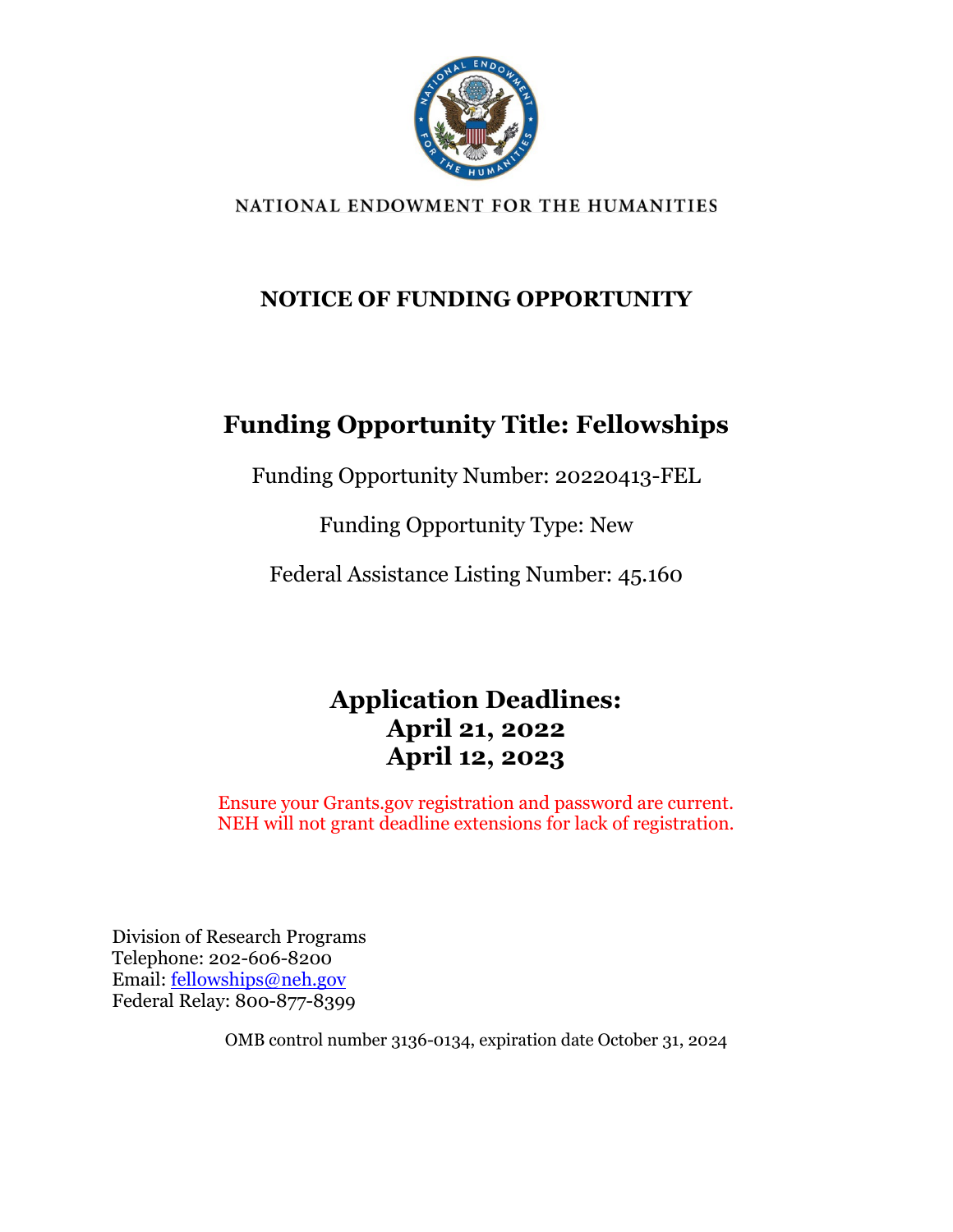NATIONAL ENDOWMENT FOR THE HUMANITIES

# NOTICE OF FUNDING OPPORTUNITY

## Funding Opportunity Title: Fellowships

Funding Opportunity Number: 20220413-FEL

Funding Opportunity Type: New

Federal Assistance Listing Number: 45.160

## Application Deadlines:
## April 21, 2022
## April 12, 2023

Ensure your Grants.gov registration and password are current.
NEH will not grant deadline extensions for lack of registration.

Division of Research Programs
Telephone: 202-606-8200
Email: fellowships@neh.gov
Federal Relay: 800-877-8399

OMB control number 3136-0134, expiration date October 31, 2024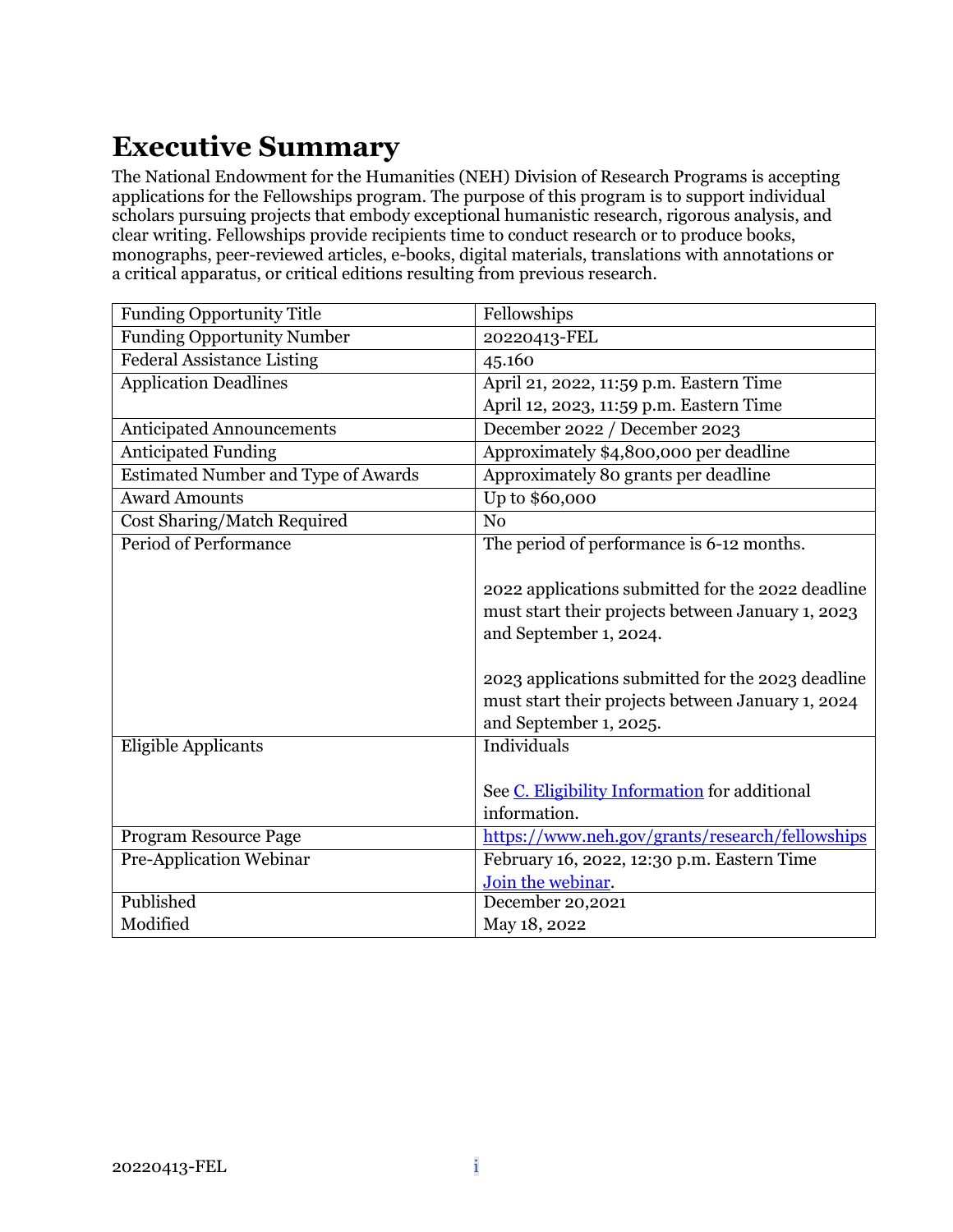# Executive Summary

The National Endowment for the Humanities (NEH) Division of Research Programs is accepting applications for the Fellowships program. The purpose of this program is to support individual scholars pursuing projects that embody exceptional humanistic research, rigorous analysis, and clear writing. Fellowships provide recipients time to conduct research or to produce books, monographs, peer-reviewed articles, e-books, digital materials, translations with annotations or a critical apparatus, or critical editions resulting from previous research.

| | |
|---|---|
| Funding Opportunity Title | Fellowships |
| Funding Opportunity Number | 20220413-FEL |
| Federal Assistance Listing | 45.160 |
| Application Deadlines | April 21, 2022, 11:59 p.m. Eastern Time<br>April 12, 2023, 11:59 p.m. Eastern Time |
| Anticipated Announcements | December 2022 / December 2023 |
| Anticipated Funding | Approximately $4,800,000 per deadline |
| Estimated Number and Type of Awards | Approximately 80 grants per deadline |
| Award Amounts | Up to $60,000 |
| Cost Sharing/Match Required | No |
| Period of Performance | The period of performance is 6-12 months.<br><br>2022 applications submitted for the 2022 deadline must start their projects between January 1, 2023 and September 1, 2024.<br><br>2023 applications submitted for the 2023 deadline must start their projects between January 1, 2024 and September 1, 2025. |
| Eligible Applicants | Individuals<br><br>See C. Eligibility Information for additional information. |
| Program Resource Page | https://www.neh.gov/grants/research/fellowships |
| Pre-Application Webinar | February 16, 2022, 12:30 p.m. Eastern Time<br>Join the webinar. |
| Published<br>Modified | December 20,2021<br>May 18, 2022 |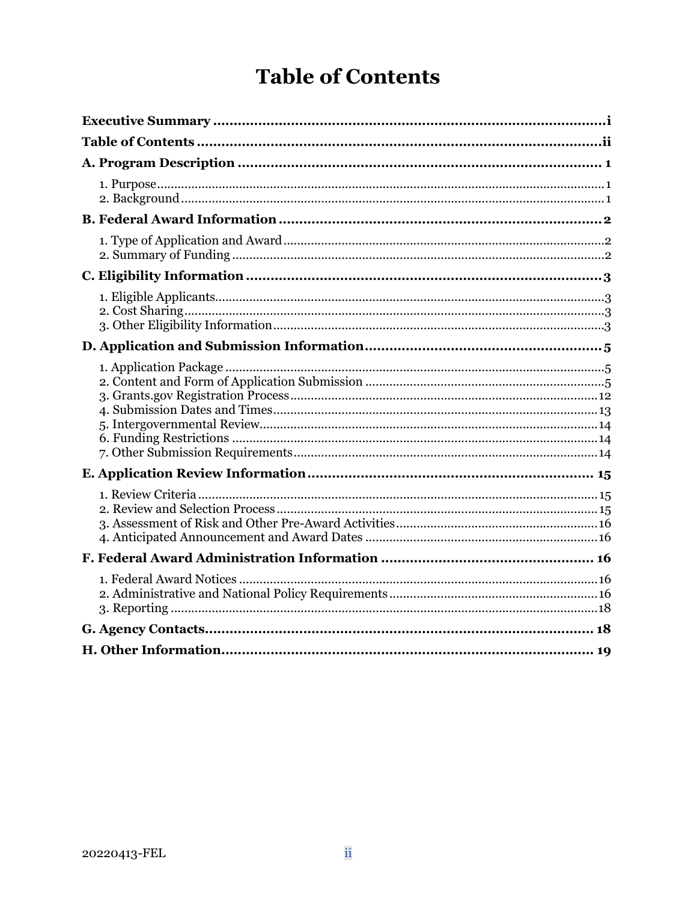# Table of Contents

**Executive Summary** ..... i

**Table of Contents** ..... ii

**A. Program Description** ..... 1

1. Purpose ..... 1
2. Background ..... 1

**B. Federal Award Information** ..... 2

1. Type of Application and Award ..... 2
2. Summary of Funding ..... 2

**C. Eligibility Information** ..... 3

1. Eligible Applicants ..... 3
2. Cost Sharing ..... 3
3. Other Eligibility Information ..... 3

**D. Application and Submission Information** ..... 5

1. Application Package ..... 5
2. Content and Form of Application Submission ..... 5
3. Grants.gov Registration Process ..... 12
4. Submission Dates and Times ..... 13
5. Intergovernmental Review ..... 14
6. Funding Restrictions ..... 14
7. Other Submission Requirements ..... 14

**E. Application Review Information** ..... 15

1. Review Criteria ..... 15
2. Review and Selection Process ..... 15
3. Assessment of Risk and Other Pre-Award Activities ..... 16
4. Anticipated Announcement and Award Dates ..... 16

**F. Federal Award Administration Information** ..... 16

1. Federal Award Notices ..... 16
2. Administrative and National Policy Requirements ..... 16
3. Reporting ..... 18

**G. Agency Contacts** ..... 18

**H. Other Information** ..... 19

20220413-FEL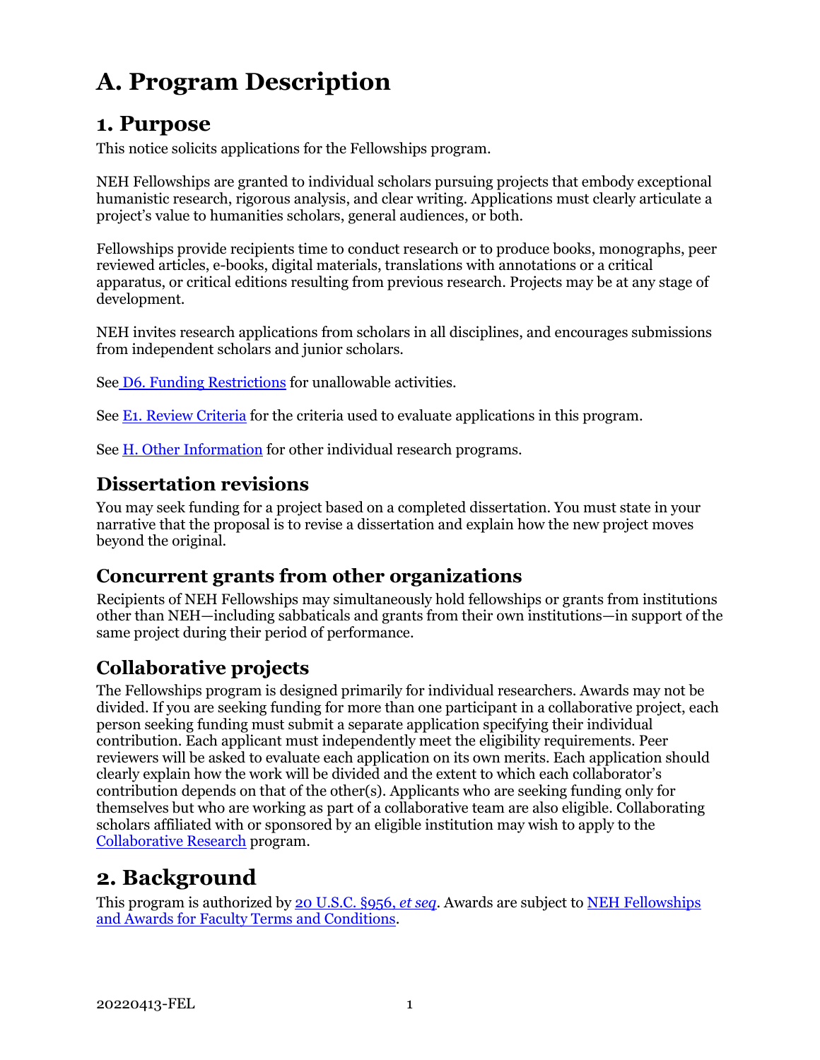# A. Program Description

## 1. Purpose

This notice solicits applications for the Fellowships program.

NEH Fellowships are granted to individual scholars pursuing projects that embody exceptional humanistic research, rigorous analysis, and clear writing. Applications must clearly articulate a project's value to humanities scholars, general audiences, or both.

Fellowships provide recipients time to conduct research or to produce books, monographs, peer reviewed articles, e-books, digital materials, translations with annotations or a critical apparatus, or critical editions resulting from previous research. Projects may be at any stage of development.

NEH invites research applications from scholars in all disciplines, and encourages submissions from independent scholars and junior scholars.

See D6. Funding Restrictions for unallowable activities.

See E1. Review Criteria for the criteria used to evaluate applications in this program.

See H. Other Information for other individual research programs.

### Dissertation revisions

You may seek funding for a project based on a completed dissertation. You must state in your narrative that the proposal is to revise a dissertation and explain how the new project moves beyond the original.

### Concurrent grants from other organizations

Recipients of NEH Fellowships may simultaneously hold fellowships or grants from institutions other than NEH—including sabbaticals and grants from their own institutions—in support of the same project during their period of performance.

### Collaborative projects

The Fellowships program is designed primarily for individual researchers. Awards may not be divided. If you are seeking funding for more than one participant in a collaborative project, each person seeking funding must submit a separate application specifying their individual contribution. Each applicant must independently meet the eligibility requirements. Peer reviewers will be asked to evaluate each application on its own merits. Each application should clearly explain how the work will be divided and the extent to which each collaborator's contribution depends on that of the other(s). Applicants who are seeking funding only for themselves but who are working as part of a collaborative team are also eligible. Collaborating scholars affiliated with or sponsored by an eligible institution may wish to apply to the Collaborative Research program.

## 2. Background

This program is authorized by 20 U.S.C. §956, *et seq*. Awards are subject to NEH Fellowships and Awards for Faculty Terms and Conditions.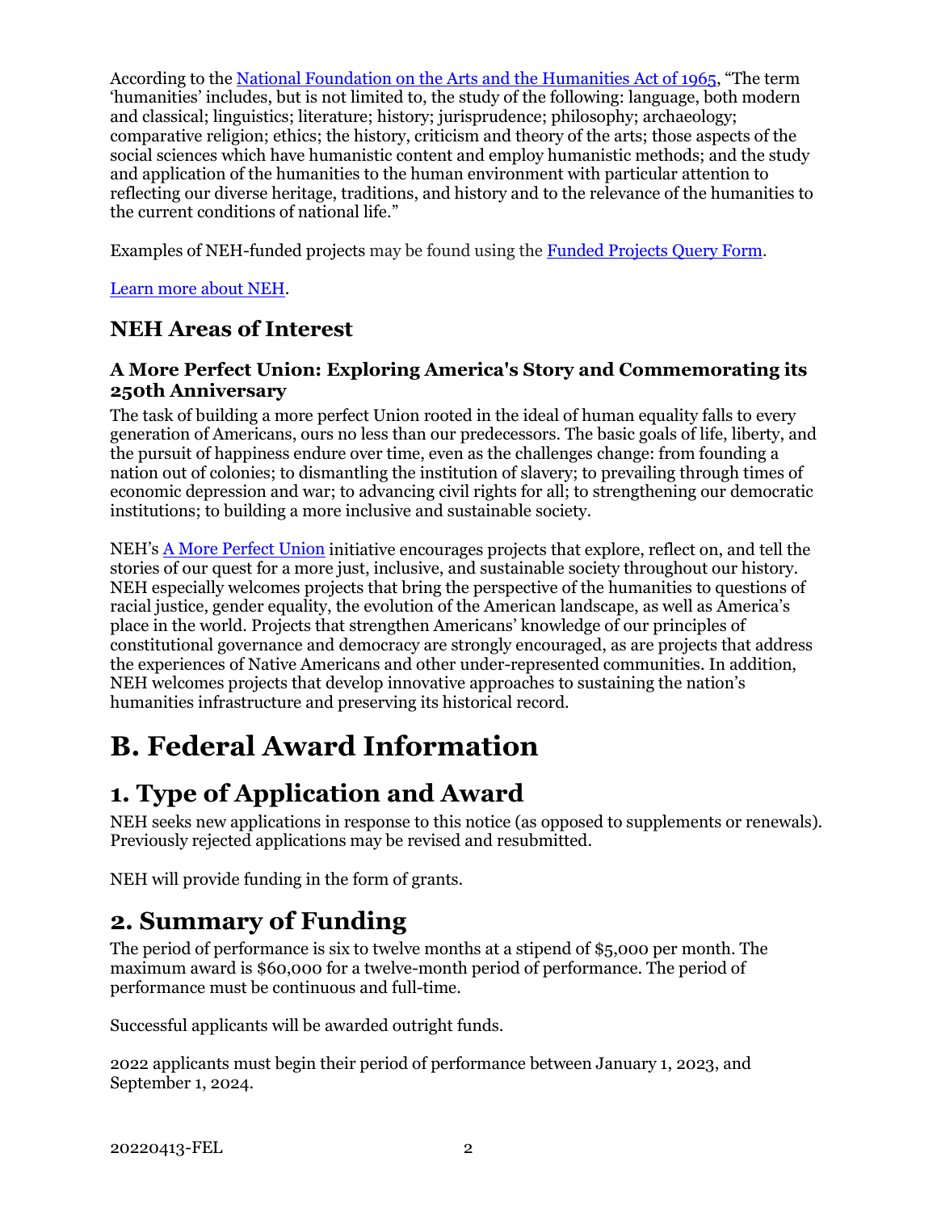According to the [National Foundation on the Arts and the Humanities Act of 1965](), "The term 'humanities' includes, but is not limited to, the study of the following: language, both modern and classical; linguistics; literature; history; jurisprudence; philosophy; archaeology; comparative religion; ethics; the history, criticism and theory of the arts; those aspects of the social sciences which have humanistic content and employ humanistic methods; and the study and application of the humanities to the human environment with particular attention to reflecting our diverse heritage, traditions, and history and to the relevance of the humanities to the current conditions of national life."

Examples of NEH-funded projects may be found using the [Funded Projects Query Form]().

[Learn more about NEH]().

## NEH Areas of Interest

### A More Perfect Union: Exploring America's Story and Commemorating its 250th Anniversary

The task of building a more perfect Union rooted in the ideal of human equality falls to every generation of Americans, ours no less than our predecessors. The basic goals of life, liberty, and the pursuit of happiness endure over time, even as the challenges change: from founding a nation out of colonies; to dismantling the institution of slavery; to prevailing through times of economic depression and war; to advancing civil rights for all; to strengthening our democratic institutions; to building a more inclusive and sustainable society.

NEH's [A More Perfect Union]() initiative encourages projects that explore, reflect on, and tell the stories of our quest for a more just, inclusive, and sustainable society throughout our history. NEH especially welcomes projects that bring the perspective of the humanities to questions of racial justice, gender equality, the evolution of the American landscape, as well as America's place in the world. Projects that strengthen Americans' knowledge of our principles of constitutional governance and democracy are strongly encouraged, as are projects that address the experiences of Native Americans and other under-represented communities. In addition, NEH welcomes projects that develop innovative approaches to sustaining the nation's humanities infrastructure and preserving its historical record.

# B. Federal Award Information

# 1. Type of Application and Award

NEH seeks new applications in response to this notice (as opposed to supplements or renewals). Previously rejected applications may be revised and resubmitted.

NEH will provide funding in the form of grants.

# 2. Summary of Funding

The period of performance is six to twelve months at a stipend of $5,000 per month. The maximum award is $60,000 for a twelve-month period of performance. The period of performance must be continuous and full-time.

Successful applicants will be awarded outright funds.

2022 applicants must begin their period of performance between January 1, 2023, and September 1, 2024.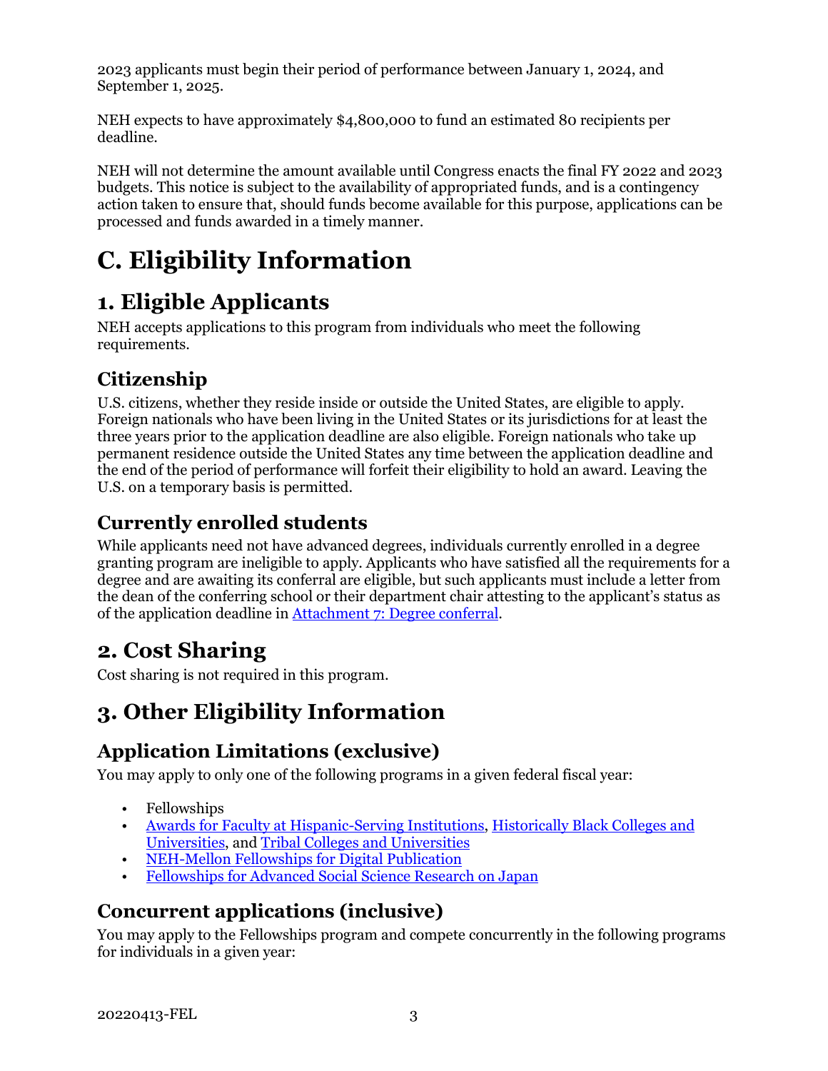2023 applicants must begin their period of performance between January 1, 2024, and September 1, 2025.

NEH expects to have approximately $4,800,000 to fund an estimated 80 recipients per deadline.

NEH will not determine the amount available until Congress enacts the final FY 2022 and 2023 budgets. This notice is subject to the availability of appropriated funds, and is a contingency action taken to ensure that, should funds become available for this purpose, applications can be processed and funds awarded in a timely manner.

# C. Eligibility Information

## 1. Eligible Applicants

NEH accepts applications to this program from individuals who meet the following requirements.

### Citizenship

U.S. citizens, whether they reside inside or outside the United States, are eligible to apply. Foreign nationals who have been living in the United States or its jurisdictions for at least the three years prior to the application deadline are also eligible. Foreign nationals who take up permanent residence outside the United States any time between the application deadline and the end of the period of performance will forfeit their eligibility to hold an award. Leaving the U.S. on a temporary basis is permitted.

### Currently enrolled students

While applicants need not have advanced degrees, individuals currently enrolled in a degree granting program are ineligible to apply. Applicants who have satisfied all the requirements for a degree and are awaiting its conferral are eligible, but such applicants must include a letter from the dean of the conferring school or their department chair attesting to the applicant's status as of the application deadline in Attachment 7: Degree conferral.

## 2. Cost Sharing

Cost sharing is not required in this program.

## 3. Other Eligibility Information

### Application Limitations (exclusive)

You may apply to only one of the following programs in a given federal fiscal year:

- Fellowships
- Awards for Faculty at Hispanic-Serving Institutions, Historically Black Colleges and Universities, and Tribal Colleges and Universities
- NEH-Mellon Fellowships for Digital Publication
- Fellowships for Advanced Social Science Research on Japan

### Concurrent applications (inclusive)

You may apply to the Fellowships program and compete concurrently in the following programs for individuals in a given year: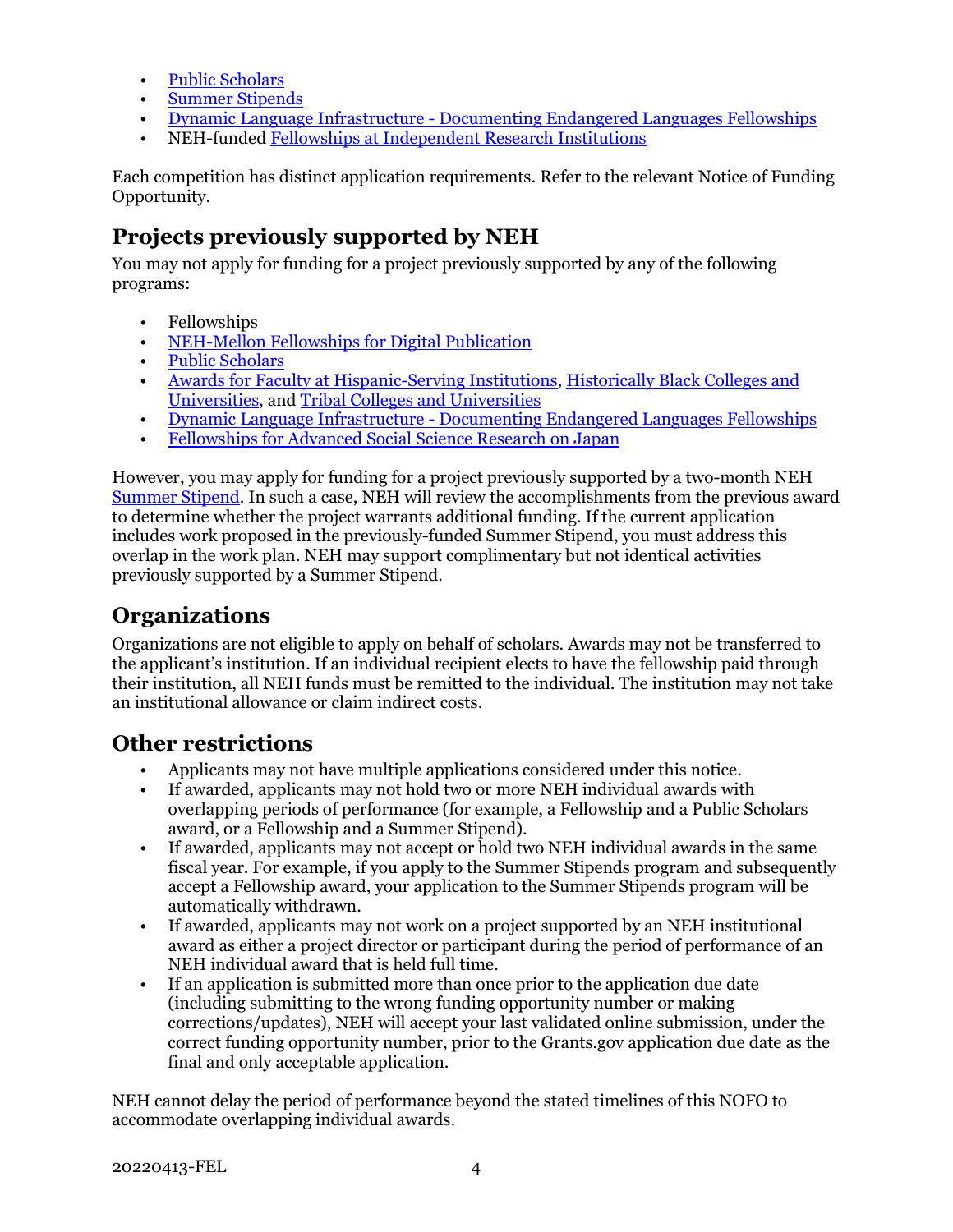- Public Scholars
- Summer Stipends
- Dynamic Language Infrastructure - Documenting Endangered Languages Fellowships
- NEH-funded Fellowships at Independent Research Institutions

Each competition has distinct application requirements. Refer to the relevant Notice of Funding Opportunity.

## Projects previously supported by NEH

You may not apply for funding for a project previously supported by any of the following programs:

- Fellowships
- NEH-Mellon Fellowships for Digital Publication
- Public Scholars
- Awards for Faculty at Hispanic-Serving Institutions, Historically Black Colleges and Universities, and Tribal Colleges and Universities
- Dynamic Language Infrastructure - Documenting Endangered Languages Fellowships
- Fellowships for Advanced Social Science Research on Japan

However, you may apply for funding for a project previously supported by a two-month NEH Summer Stipend. In such a case, NEH will review the accomplishments from the previous award to determine whether the project warrants additional funding. If the current application includes work proposed in the previously-funded Summer Stipend, you must address this overlap in the work plan. NEH may support complimentary but not identical activities previously supported by a Summer Stipend.

## Organizations

Organizations are not eligible to apply on behalf of scholars. Awards may not be transferred to the applicant's institution. If an individual recipient elects to have the fellowship paid through their institution, all NEH funds must be remitted to the individual. The institution may not take an institutional allowance or claim indirect costs.

## Other restrictions

- Applicants may not have multiple applications considered under this notice.
- If awarded, applicants may not hold two or more NEH individual awards with overlapping periods of performance (for example, a Fellowship and a Public Scholars award, or a Fellowship and a Summer Stipend).
- If awarded, applicants may not accept or hold two NEH individual awards in the same fiscal year. For example, if you apply to the Summer Stipends program and subsequently accept a Fellowship award, your application to the Summer Stipends program will be automatically withdrawn.
- If awarded, applicants may not work on a project supported by an NEH institutional award as either a project director or participant during the period of performance of an NEH individual award that is held full time.
- If an application is submitted more than once prior to the application due date (including submitting to the wrong funding opportunity number or making corrections/updates), NEH will accept your last validated online submission, under the correct funding opportunity number, prior to the Grants.gov application due date as the final and only acceptable application.

NEH cannot delay the period of performance beyond the stated timelines of this NOFO to accommodate overlapping individual awards.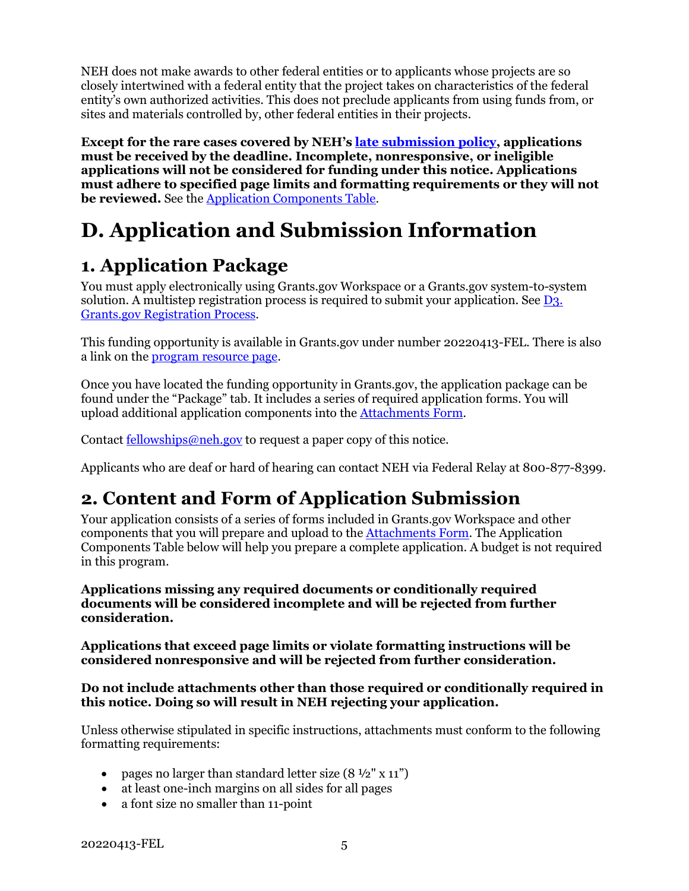NEH does not make awards to other federal entities or to applicants whose projects are so closely intertwined with a federal entity that the project takes on characteristics of the federal entity's own authorized activities. This does not preclude applicants from using funds from, or sites and materials controlled by, other federal entities in their projects.

**Except for the rare cases covered by NEH's late submission policy, applications must be received by the deadline. Incomplete, nonresponsive, or ineligible applications will not be considered for funding under this notice. Applications must adhere to specified page limits and formatting requirements or they will not be reviewed.** See the Application Components Table.

# D. Application and Submission Information

## 1. Application Package

You must apply electronically using Grants.gov Workspace or a Grants.gov system-to-system solution. A multistep registration process is required to submit your application. See D3. Grants.gov Registration Process.

This funding opportunity is available in Grants.gov under number 20220413-FEL. There is also a link on the program resource page.

Once you have located the funding opportunity in Grants.gov, the application package can be found under the "Package" tab. It includes a series of required application forms. You will upload additional application components into the Attachments Form.

Contact fellowships@neh.gov to request a paper copy of this notice.

Applicants who are deaf or hard of hearing can contact NEH via Federal Relay at 800-877-8399.

## 2. Content and Form of Application Submission

Your application consists of a series of forms included in Grants.gov Workspace and other components that you will prepare and upload to the Attachments Form. The Application Components Table below will help you prepare a complete application. A budget is not required in this program.

**Applications missing any required documents or conditionally required documents will be considered incomplete and will be rejected from further consideration.**

**Applications that exceed page limits or violate formatting instructions will be considered nonresponsive and will be rejected from further consideration.**

**Do not include attachments other than those required or conditionally required in this notice. Doing so will result in NEH rejecting your application.**

Unless otherwise stipulated in specific instructions, attachments must conform to the following formatting requirements:

- pages no larger than standard letter size (8 ½" x 11")
- at least one-inch margins on all sides for all pages
- a font size no smaller than 11-point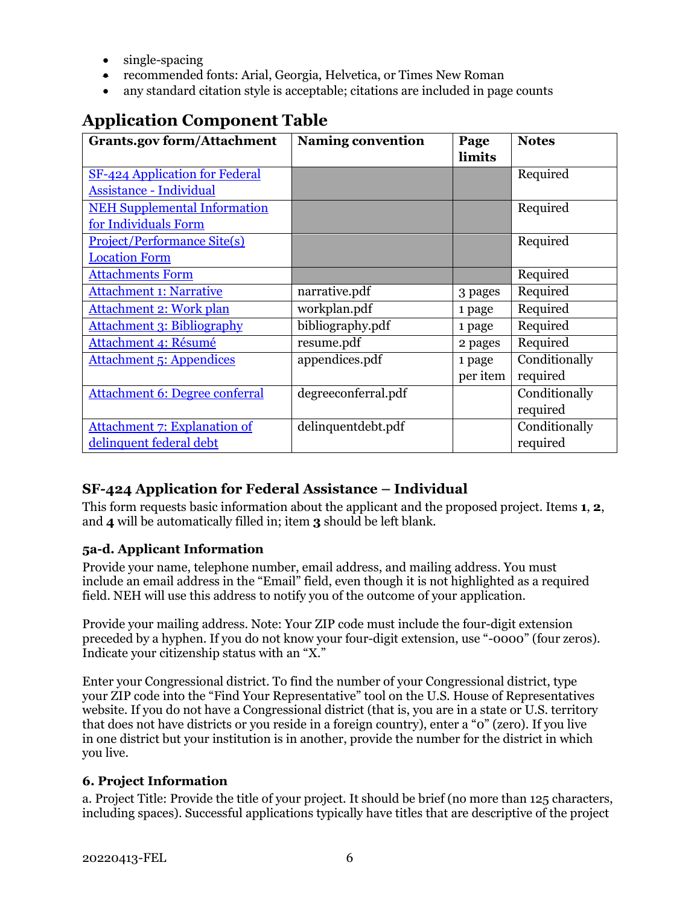- single-spacing
- recommended fonts: Arial, Georgia, Helvetica, or Times New Roman
- any standard citation style is acceptable; citations are included in page counts

## Application Component Table

| Grants.gov form/Attachment | Naming convention | Page limits | Notes |
|---|---|---|---|
| SF-424 Application for Federal Assistance - Individual | | | Required |
| NEH Supplemental Information for Individuals Form | | | Required |
| Project/Performance Site(s) Location Form | | | Required |
| Attachments Form | | | Required |
| Attachment 1: Narrative | narrative.pdf | 3 pages | Required |
| Attachment 2: Work plan | workplan.pdf | 1 page | Required |
| Attachment 3: Bibliography | bibliography.pdf | 1 page | Required |
| Attachment 4: Résumé | resume.pdf | 2 pages | Required |
| Attachment 5: Appendices | appendices.pdf | 1 page per item | Conditionally required |
| Attachment 6: Degree conferral | degreeconferral.pdf | | Conditionally required |
| Attachment 7: Explanation of delinquent federal debt | delinquentdebt.pdf | | Conditionally required |

### SF-424 Application for Federal Assistance – Individual

This form requests basic information about the applicant and the proposed project. Items **1**, **2**, and **4** will be automatically filled in; item **3** should be left blank.

#### 5a-d. Applicant Information

Provide your name, telephone number, email address, and mailing address. You must include an email address in the "Email" field, even though it is not highlighted as a required field. NEH will use this address to notify you of the outcome of your application.

Provide your mailing address. Note: Your ZIP code must include the four-digit extension preceded by a hyphen. If you do not know your four-digit extension, use "-0000" (four zeros). Indicate your citizenship status with an "X."

Enter your Congressional district. To find the number of your Congressional district, type your ZIP code into the "Find Your Representative" tool on the U.S. House of Representatives website. If you do not have a Congressional district (that is, you are in a state or U.S. territory that does not have districts or you reside in a foreign country), enter a "0" (zero). If you live in one district but your institution is in another, provide the number for the district in which you live.

#### 6. Project Information

a. Project Title: Provide the title of your project. It should be brief (no more than 125 characters, including spaces). Successful applications typically have titles that are descriptive of the project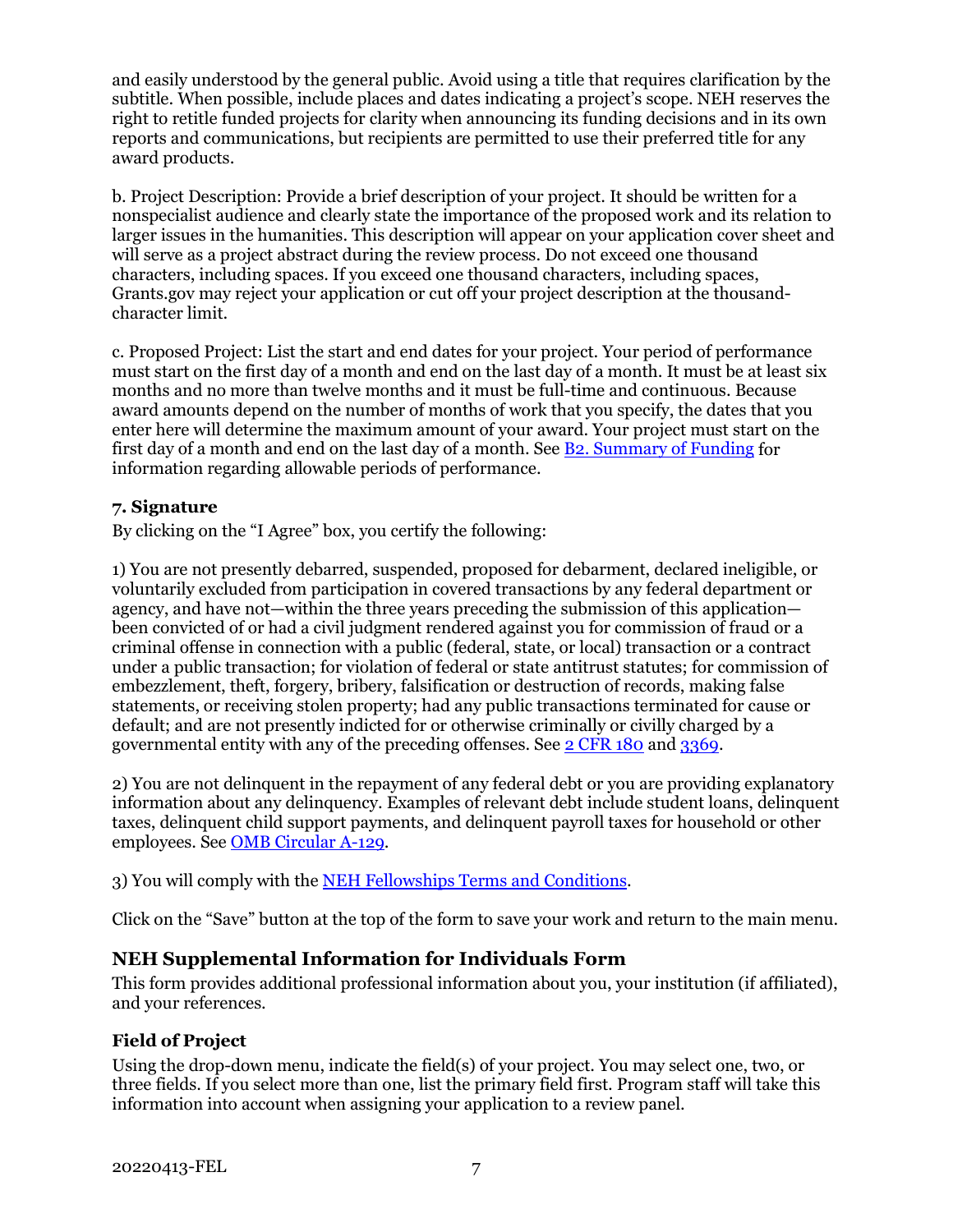and easily understood by the general public. Avoid using a title that requires clarification by the subtitle. When possible, include places and dates indicating a project's scope. NEH reserves the right to retitle funded projects for clarity when announcing its funding decisions and in its own reports and communications, but recipients are permitted to use their preferred title for any award products.

b. Project Description: Provide a brief description of your project. It should be written for a nonspecialist audience and clearly state the importance of the proposed work and its relation to larger issues in the humanities. This description will appear on your application cover sheet and will serve as a project abstract during the review process. Do not exceed one thousand characters, including spaces. If you exceed one thousand characters, including spaces, Grants.gov may reject your application or cut off your project description at the thousand-character limit.

c. Proposed Project: List the start and end dates for your project. Your period of performance must start on the first day of a month and end on the last day of a month. It must be at least six months and no more than twelve months and it must be full-time and continuous. Because award amounts depend on the number of months of work that you specify, the dates that you enter here will determine the maximum amount of your award. Your project must start on the first day of a month and end on the last day of a month. See B2. Summary of Funding for information regarding allowable periods of performance.

### 7. Signature

By clicking on the "I Agree" box, you certify the following:

1) You are not presently debarred, suspended, proposed for debarment, declared ineligible, or voluntarily excluded from participation in covered transactions by any federal department or agency, and have not—within the three years preceding the submission of this application—been convicted of or had a civil judgment rendered against you for commission of fraud or a criminal offense in connection with a public (federal, state, or local) transaction or a contract under a public transaction; for violation of federal or state antitrust statutes; for commission of embezzlement, theft, forgery, bribery, falsification or destruction of records, making false statements, or receiving stolen property; had any public transactions terminated for cause or default; and are not presently indicted for or otherwise criminally or civilly charged by a governmental entity with any of the preceding offenses. See 2 CFR 180 and 3369.

2) You are not delinquent in the repayment of any federal debt or you are providing explanatory information about any delinquency. Examples of relevant debt include student loans, delinquent taxes, delinquent child support payments, and delinquent payroll taxes for household or other employees. See OMB Circular A-129.

3) You will comply with the NEH Fellowships Terms and Conditions.

Click on the "Save" button at the top of the form to save your work and return to the main menu.

## NEH Supplemental Information for Individuals Form

This form provides additional professional information about you, your institution (if affiliated), and your references.

### Field of Project

Using the drop-down menu, indicate the field(s) of your project. You may select one, two, or three fields. If you select more than one, list the primary field first. Program staff will take this information into account when assigning your application to a review panel.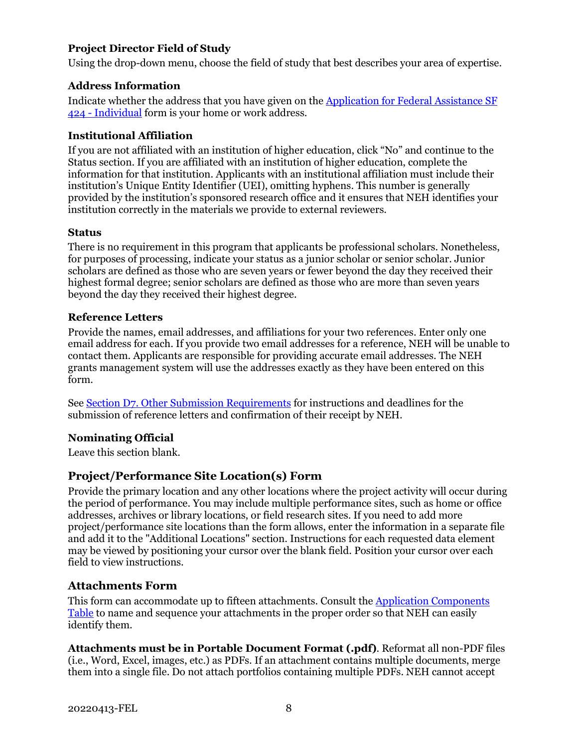### Project Director Field of Study

Using the drop-down menu, choose the field of study that best describes your area of expertise.

### Address Information

Indicate whether the address that you have given on the Application for Federal Assistance SF 424 - Individual form is your home or work address.

### Institutional Affiliation

If you are not affiliated with an institution of higher education, click "No" and continue to the Status section. If you are affiliated with an institution of higher education, complete the information for that institution. Applicants with an institutional affiliation must include their institution's Unique Entity Identifier (UEI), omitting hyphens. This number is generally provided by the institution's sponsored research office and it ensures that NEH identifies your institution correctly in the materials we provide to external reviewers.

### Status

There is no requirement in this program that applicants be professional scholars. Nonetheless, for purposes of processing, indicate your status as a junior scholar or senior scholar. Junior scholars are defined as those who are seven years or fewer beyond the day they received their highest formal degree; senior scholars are defined as those who are more than seven years beyond the day they received their highest degree.

### Reference Letters

Provide the names, email addresses, and affiliations for your two references. Enter only one email address for each. If you provide two email addresses for a reference, NEH will be unable to contact them. Applicants are responsible for providing accurate email addresses. The NEH grants management system will use the addresses exactly as they have been entered on this form.

See Section D7. Other Submission Requirements for instructions and deadlines for the submission of reference letters and confirmation of their receipt by NEH.

### Nominating Official

Leave this section blank.

## Project/Performance Site Location(s) Form

Provide the primary location and any other locations where the project activity will occur during the period of performance. You may include multiple performance sites, such as home or office addresses, archives or library locations, or field research sites. If you need to add more project/performance site locations than the form allows, enter the information in a separate file and add it to the "Additional Locations" section. Instructions for each requested data element may be viewed by positioning your cursor over the blank field. Position your cursor over each field to view instructions.

## Attachments Form

This form can accommodate up to fifteen attachments. Consult the Application Components Table to name and sequence your attachments in the proper order so that NEH can easily identify them.

**Attachments must be in Portable Document Format (.pdf)**. Reformat all non-PDF files (i.e., Word, Excel, images, etc.) as PDFs. If an attachment contains multiple documents, merge them into a single file. Do not attach portfolios containing multiple PDFs. NEH cannot accept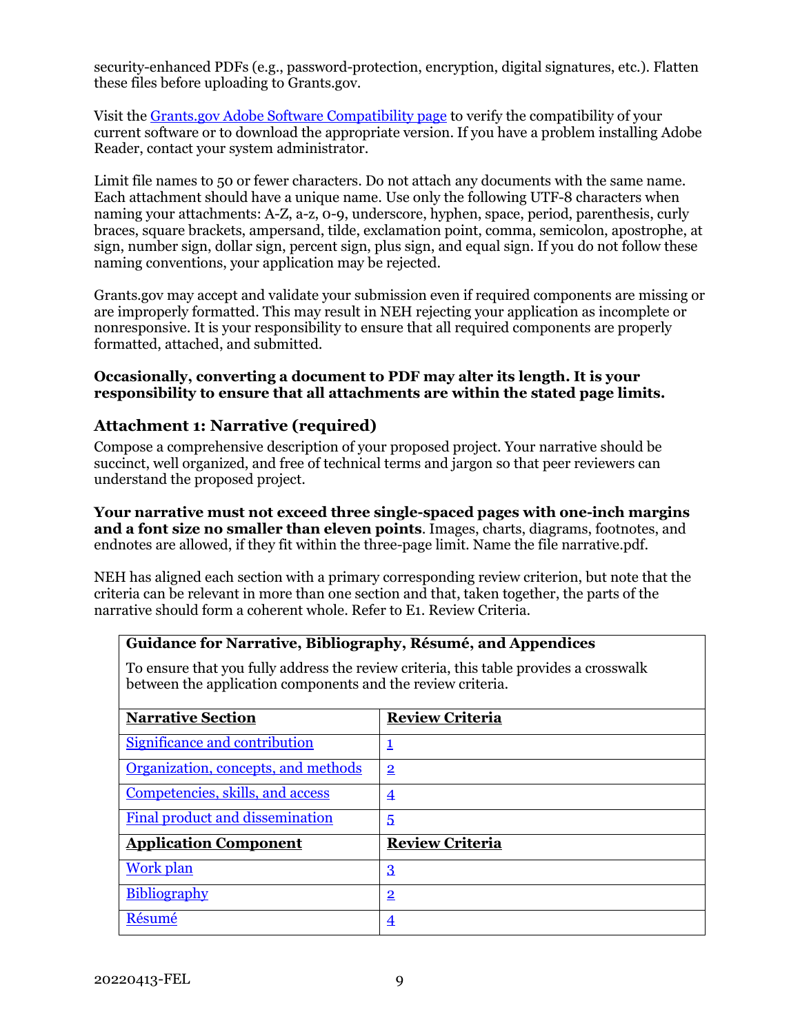security-enhanced PDFs (e.g., password-protection, encryption, digital signatures, etc.). Flatten these files before uploading to Grants.gov.

Visit the Grants.gov Adobe Software Compatibility page to verify the compatibility of your current software or to download the appropriate version. If you have a problem installing Adobe Reader, contact your system administrator.

Limit file names to 50 or fewer characters. Do not attach any documents with the same name. Each attachment should have a unique name. Use only the following UTF-8 characters when naming your attachments: A-Z, a-z, 0-9, underscore, hyphen, space, period, parenthesis, curly braces, square brackets, ampersand, tilde, exclamation point, comma, semicolon, apostrophe, at sign, number sign, dollar sign, percent sign, plus sign, and equal sign. If you do not follow these naming conventions, your application may be rejected.

Grants.gov may accept and validate your submission even if required components are missing or are improperly formatted. This may result in NEH rejecting your application as incomplete or nonresponsive. It is your responsibility to ensure that all required components are properly formatted, attached, and submitted.

**Occasionally, converting a document to PDF may alter its length. It is your responsibility to ensure that all attachments are within the stated page limits.**

## Attachment 1: Narrative (required)

Compose a comprehensive description of your proposed project. Your narrative should be succinct, well organized, and free of technical terms and jargon so that peer reviewers can understand the proposed project.

**Your narrative must not exceed three single-spaced pages with one-inch margins and a font size no smaller than eleven points**. Images, charts, diagrams, footnotes, and endnotes are allowed, if they fit within the three-page limit. Name the file narrative.pdf.

NEH has aligned each section with a primary corresponding review criterion, but note that the criteria can be relevant in more than one section and that, taken together, the parts of the narrative should form a coherent whole. Refer to E1. Review Criteria.

**Guidance for Narrative, Bibliography, Résumé, and Appendices**

To ensure that you fully address the review criteria, this table provides a crosswalk between the application components and the review criteria.

| Narrative Section | Review Criteria |
|---|---|
| Significance and contribution | 1 |
| Organization, concepts, and methods | 2 |
| Competencies, skills, and access | 4 |
| Final product and dissemination | 5 |
| **Application Component** | **Review Criteria** |
| Work plan | 3 |
| Bibliography | 2 |
| Résumé | 4 |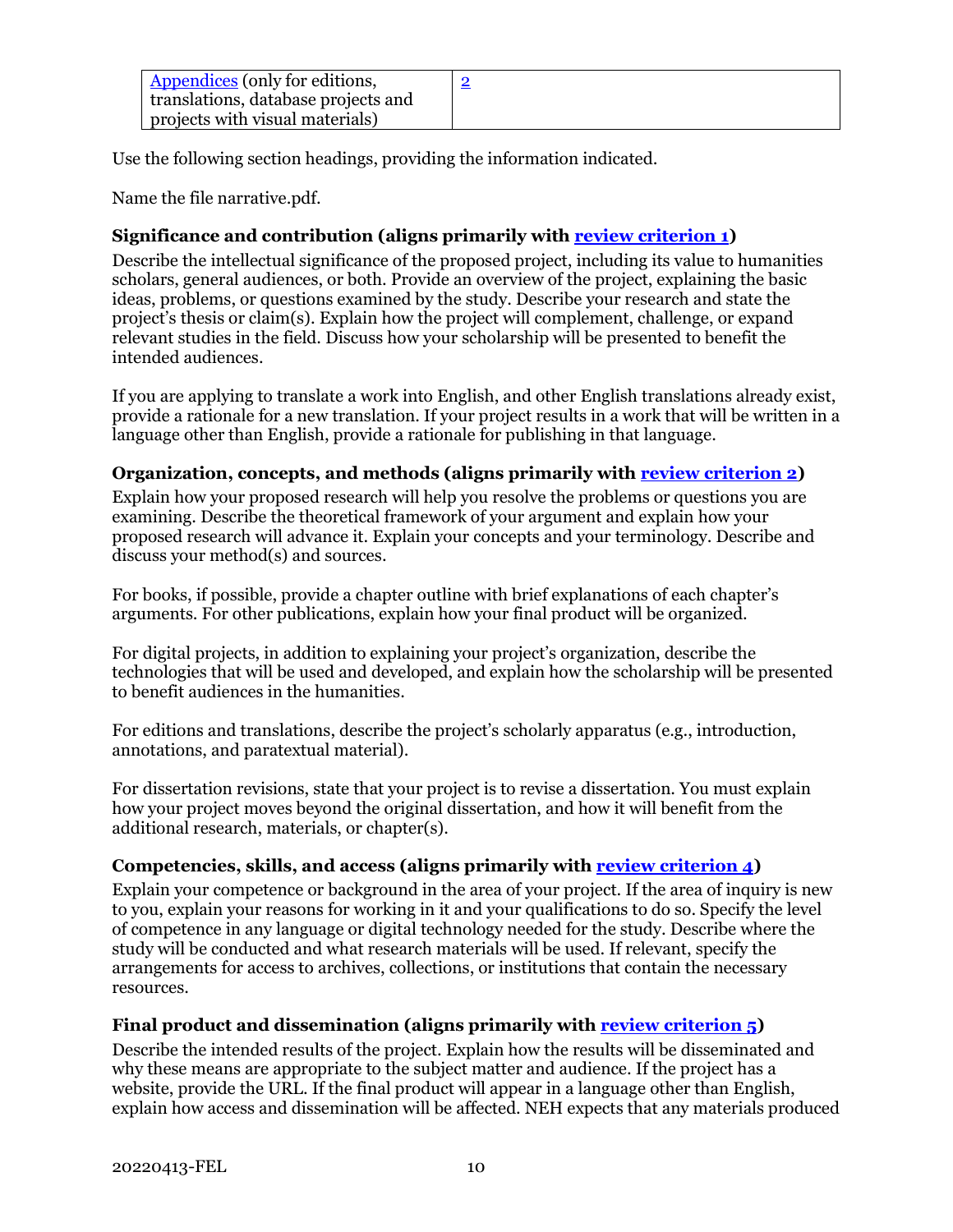| | |
|---|---|
| Appendices (only for editions, translations, database projects and projects with visual materials) | 2 |

Use the following section headings, providing the information indicated.

Name the file narrative.pdf.

**Significance and contribution (aligns primarily with review criterion 1)**

Describe the intellectual significance of the proposed project, including its value to humanities scholars, general audiences, or both. Provide an overview of the project, explaining the basic ideas, problems, or questions examined by the study. Describe your research and state the project's thesis or claim(s). Explain how the project will complement, challenge, or expand relevant studies in the field. Discuss how your scholarship will be presented to benefit the intended audiences.

If you are applying to translate a work into English, and other English translations already exist, provide a rationale for a new translation. If your project results in a work that will be written in a language other than English, provide a rationale for publishing in that language.

**Organization, concepts, and methods (aligns primarily with review criterion 2)**

Explain how your proposed research will help you resolve the problems or questions you are examining. Describe the theoretical framework of your argument and explain how your proposed research will advance it. Explain your concepts and your terminology. Describe and discuss your method(s) and sources.

For books, if possible, provide a chapter outline with brief explanations of each chapter's arguments. For other publications, explain how your final product will be organized.

For digital projects, in addition to explaining your project's organization, describe the technologies that will be used and developed, and explain how the scholarship will be presented to benefit audiences in the humanities.

For editions and translations, describe the project's scholarly apparatus (e.g., introduction, annotations, and paratextual material).

For dissertation revisions, state that your project is to revise a dissertation. You must explain how your project moves beyond the original dissertation, and how it will benefit from the additional research, materials, or chapter(s).

**Competencies, skills, and access (aligns primarily with review criterion 4)**

Explain your competence or background in the area of your project. If the area of inquiry is new to you, explain your reasons for working in it and your qualifications to do so. Specify the level of competence in any language or digital technology needed for the study. Describe where the study will be conducted and what research materials will be used. If relevant, specify the arrangements for access to archives, collections, or institutions that contain the necessary resources.

**Final product and dissemination (aligns primarily with review criterion 5)**

Describe the intended results of the project. Explain how the results will be disseminated and why these means are appropriate to the subject matter and audience. If the project has a website, provide the URL. If the final product will appear in a language other than English, explain how access and dissemination will be affected. NEH expects that any materials produced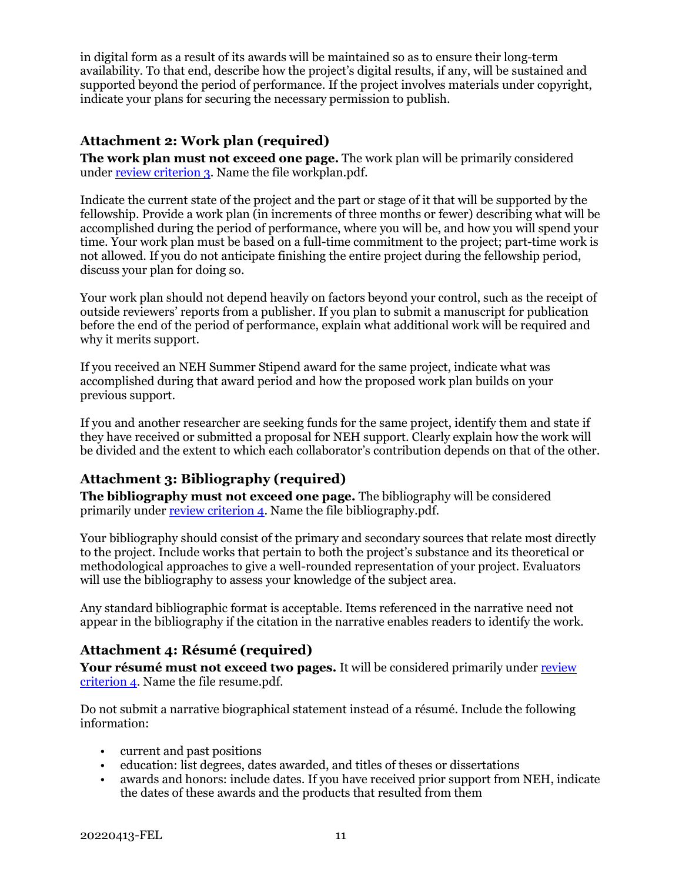in digital form as a result of its awards will be maintained so as to ensure their long-term availability. To that end, describe how the project's digital results, if any, will be sustained and supported beyond the period of performance. If the project involves materials under copyright, indicate your plans for securing the necessary permission to publish.

### Attachment 2: Work plan (required)

**The work plan must not exceed one page.** The work plan will be primarily considered under review criterion 3. Name the file workplan.pdf.

Indicate the current state of the project and the part or stage of it that will be supported by the fellowship. Provide a work plan (in increments of three months or fewer) describing what will be accomplished during the period of performance, where you will be, and how you will spend your time. Your work plan must be based on a full-time commitment to the project; part-time work is not allowed. If you do not anticipate finishing the entire project during the fellowship period, discuss your plan for doing so.

Your work plan should not depend heavily on factors beyond your control, such as the receipt of outside reviewers' reports from a publisher. If you plan to submit a manuscript for publication before the end of the period of performance, explain what additional work will be required and why it merits support.

If you received an NEH Summer Stipend award for the same project, indicate what was accomplished during that award period and how the proposed work plan builds on your previous support.

If you and another researcher are seeking funds for the same project, identify them and state if they have received or submitted a proposal for NEH support. Clearly explain how the work will be divided and the extent to which each collaborator's contribution depends on that of the other.

### Attachment 3: Bibliography (required)

**The bibliography must not exceed one page.** The bibliography will be considered primarily under review criterion 4. Name the file bibliography.pdf.

Your bibliography should consist of the primary and secondary sources that relate most directly to the project. Include works that pertain to both the project's substance and its theoretical or methodological approaches to give a well-rounded representation of your project. Evaluators will use the bibliography to assess your knowledge of the subject area.

Any standard bibliographic format is acceptable. Items referenced in the narrative need not appear in the bibliography if the citation in the narrative enables readers to identify the work.

### Attachment 4: Résumé (required)

**Your résumé must not exceed two pages.** It will be considered primarily under review criterion 4. Name the file resume.pdf.

Do not submit a narrative biographical statement instead of a résumé. Include the following information:

- current and past positions
- education: list degrees, dates awarded, and titles of theses or dissertations
- awards and honors: include dates. If you have received prior support from NEH, indicate the dates of these awards and the products that resulted from them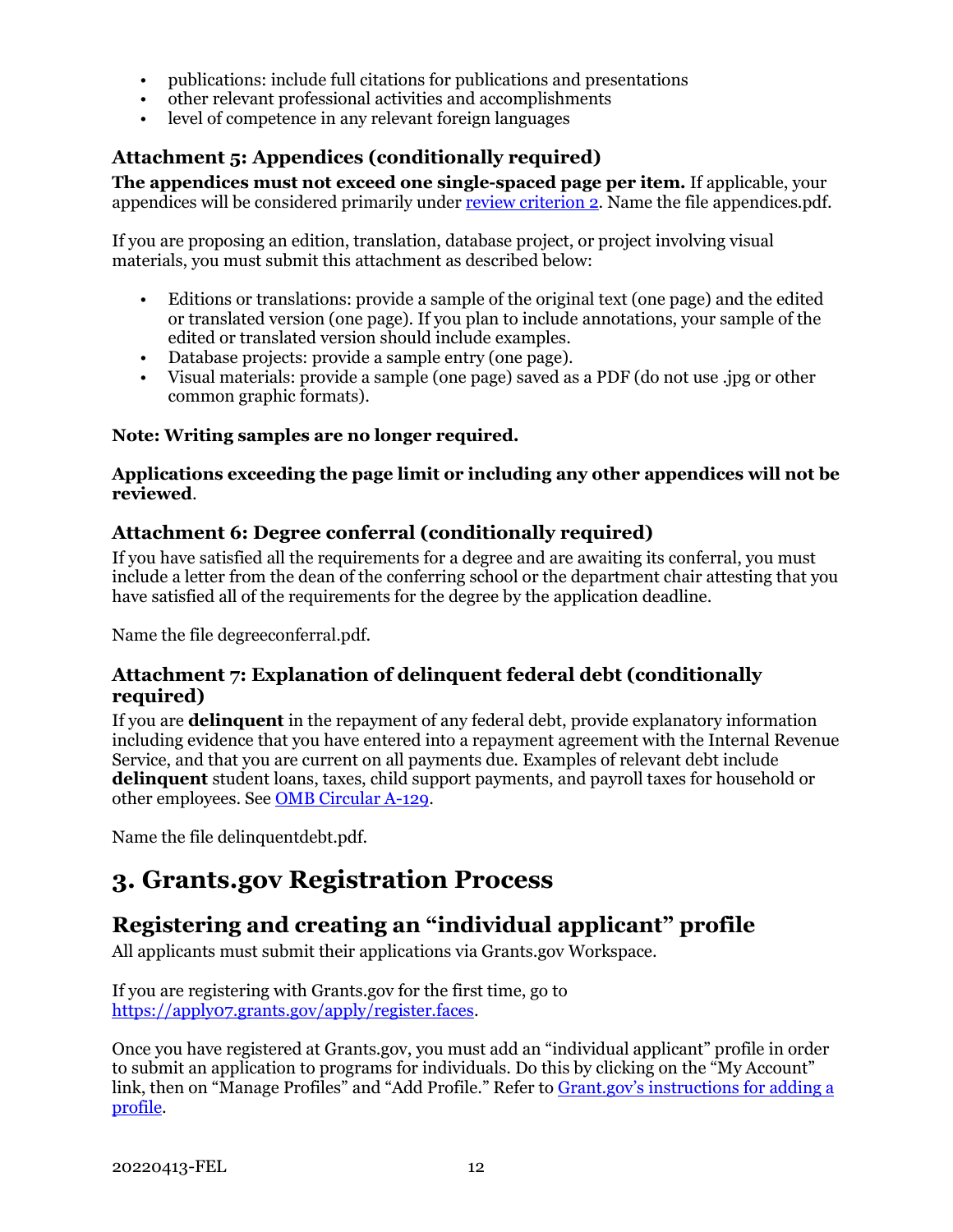- publications: include full citations for publications and presentations
- other relevant professional activities and accomplishments
- level of competence in any relevant foreign languages

### Attachment 5: Appendices (conditionally required)

**The appendices must not exceed one single-spaced page per item.** If applicable, your appendices will be considered primarily under [review criterion 2](). Name the file appendices.pdf.

If you are proposing an edition, translation, database project, or project involving visual materials, you must submit this attachment as described below:

- Editions or translations: provide a sample of the original text (one page) and the edited or translated version (one page). If you plan to include annotations, your sample of the edited or translated version should include examples.
- Database projects: provide a sample entry (one page).
- Visual materials: provide a sample (one page) saved as a PDF (do not use .jpg or other common graphic formats).

**Note: Writing samples are no longer required.**

**Applications exceeding the page limit or including any other appendices will not be reviewed**.

### Attachment 6: Degree conferral (conditionally required)

If you have satisfied all the requirements for a degree and are awaiting its conferral, you must include a letter from the dean of the conferring school or the department chair attesting that you have satisfied all of the requirements for the degree by the application deadline.

Name the file degreeconferral.pdf.

### Attachment 7: Explanation of delinquent federal debt (conditionally required)

If you are **delinquent** in the repayment of any federal debt, provide explanatory information including evidence that you have entered into a repayment agreement with the Internal Revenue Service, and that you are current on all payments due. Examples of relevant debt include **delinquent** student loans, taxes, child support payments, and payroll taxes for household or other employees. See [OMB Circular A-129]().

Name the file delinquentdebt.pdf.

# 3. Grants.gov Registration Process

## Registering and creating an "individual applicant" profile

All applicants must submit their applications via Grants.gov Workspace.

If you are registering with Grants.gov for the first time, go to [https://apply07.grants.gov/apply/register.faces](https://apply07.grants.gov/apply/register.faces).

Once you have registered at Grants.gov, you must add an "individual applicant" profile in order to submit an application to programs for individuals. Do this by clicking on the "My Account" link, then on "Manage Profiles" and "Add Profile." Refer to [Grant.gov's instructions for adding a profile]().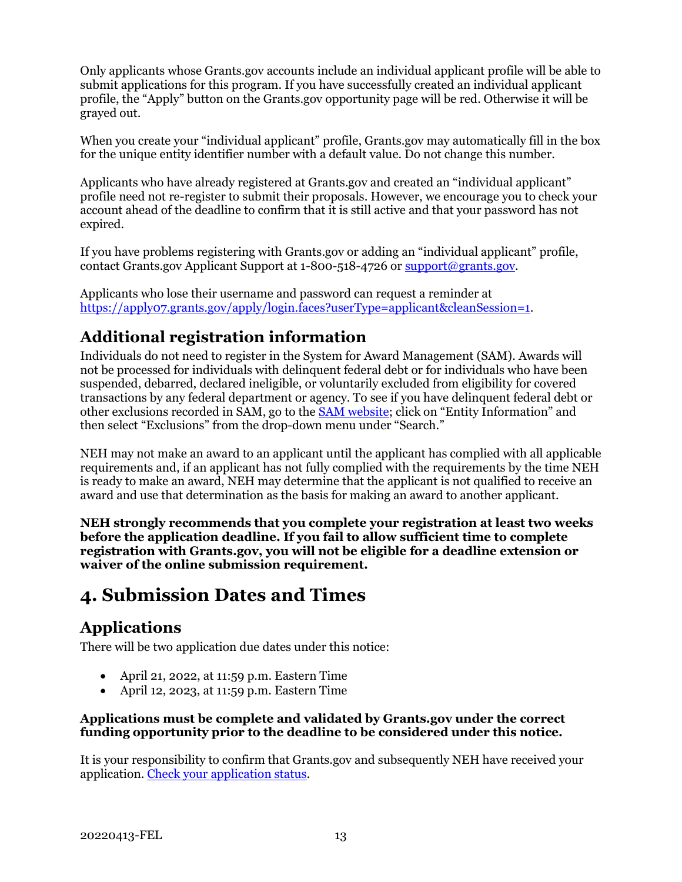Only applicants whose Grants.gov accounts include an individual applicant profile will be able to submit applications for this program. If you have successfully created an individual applicant profile, the "Apply" button on the Grants.gov opportunity page will be red. Otherwise it will be grayed out.

When you create your "individual applicant" profile, Grants.gov may automatically fill in the box for the unique entity identifier number with a default value. Do not change this number.

Applicants who have already registered at Grants.gov and created an "individual applicant" profile need not re-register to submit their proposals. However, we encourage you to check your account ahead of the deadline to confirm that it is still active and that your password has not expired.

If you have problems registering with Grants.gov or adding an "individual applicant" profile, contact Grants.gov Applicant Support at 1-800-518-4726 or [support@grants.gov](mailto:support@grants.gov).

Applicants who lose their username and password can request a reminder at [https://apply07.grants.gov/apply/login.faces?userType=applicant&cleanSession=1](https://apply07.grants.gov/apply/login.faces?userType=applicant&cleanSession=1).

## Additional registration information

Individuals do not need to register in the System for Award Management (SAM). Awards will not be processed for individuals with delinquent federal debt or for individuals who have been suspended, debarred, declared ineligible, or voluntarily excluded from eligibility for covered transactions by any federal department or agency. To see if you have delinquent federal debt or other exclusions recorded in SAM, go to the SAM website; click on "Entity Information" and then select "Exclusions" from the drop-down menu under "Search."

NEH may not make an award to an applicant until the applicant has complied with all applicable requirements and, if an applicant has not fully complied with the requirements by the time NEH is ready to make an award, NEH may determine that the applicant is not qualified to receive an award and use that determination as the basis for making an award to another applicant.

**NEH strongly recommends that you complete your registration at least two weeks before the application deadline. If you fail to allow sufficient time to complete registration with Grants.gov, you will not be eligible for a deadline extension or waiver of the online submission requirement.**

# 4. Submission Dates and Times

## Applications

There will be two application due dates under this notice:

- April 21, 2022, at 11:59 p.m. Eastern Time
- April 12, 2023, at 11:59 p.m. Eastern Time

**Applications must be complete and validated by Grants.gov under the correct funding opportunity prior to the deadline to be considered under this notice.**

It is your responsibility to confirm that Grants.gov and subsequently NEH have received your application. Check your application status.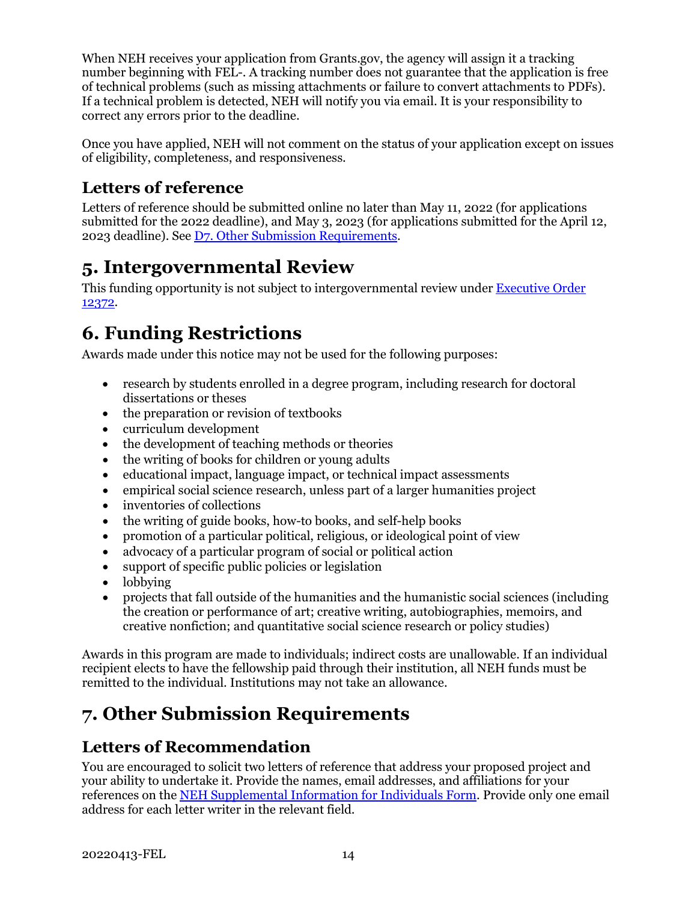When NEH receives your application from Grants.gov, the agency will assign it a tracking number beginning with FEL-. A tracking number does not guarantee that the application is free of technical problems (such as missing attachments or failure to convert attachments to PDFs). If a technical problem is detected, NEH will notify you via email. It is your responsibility to correct any errors prior to the deadline.

Once you have applied, NEH will not comment on the status of your application except on issues of eligibility, completeness, and responsiveness.

### Letters of reference

Letters of reference should be submitted online no later than May 11, 2022 (for applications submitted for the 2022 deadline), and May 3, 2023 (for applications submitted for the April 12, 2023 deadline). See [D7. Other Submission Requirements](#).

## 5. Intergovernmental Review

This funding opportunity is not subject to intergovernmental review under [Executive Order 12372](#).

## 6. Funding Restrictions

Awards made under this notice may not be used for the following purposes:

- research by students enrolled in a degree program, including research for doctoral dissertations or theses
- the preparation or revision of textbooks
- curriculum development
- the development of teaching methods or theories
- the writing of books for children or young adults
- educational impact, language impact, or technical impact assessments
- empirical social science research, unless part of a larger humanities project
- inventories of collections
- the writing of guide books, how-to books, and self-help books
- promotion of a particular political, religious, or ideological point of view
- advocacy of a particular program of social or political action
- support of specific public policies or legislation
- lobbying
- projects that fall outside of the humanities and the humanistic social sciences (including the creation or performance of art; creative writing, autobiographies, memoirs, and creative nonfiction; and quantitative social science research or policy studies)

Awards in this program are made to individuals; indirect costs are unallowable. If an individual recipient elects to have the fellowship paid through their institution, all NEH funds must be remitted to the individual. Institutions may not take an allowance.

## 7. Other Submission Requirements

### Letters of Recommendation

You are encouraged to solicit two letters of reference that address your proposed project and your ability to undertake it. Provide the names, email addresses, and affiliations for your references on the [NEH Supplemental Information for Individuals Form](#). Provide only one email address for each letter writer in the relevant field.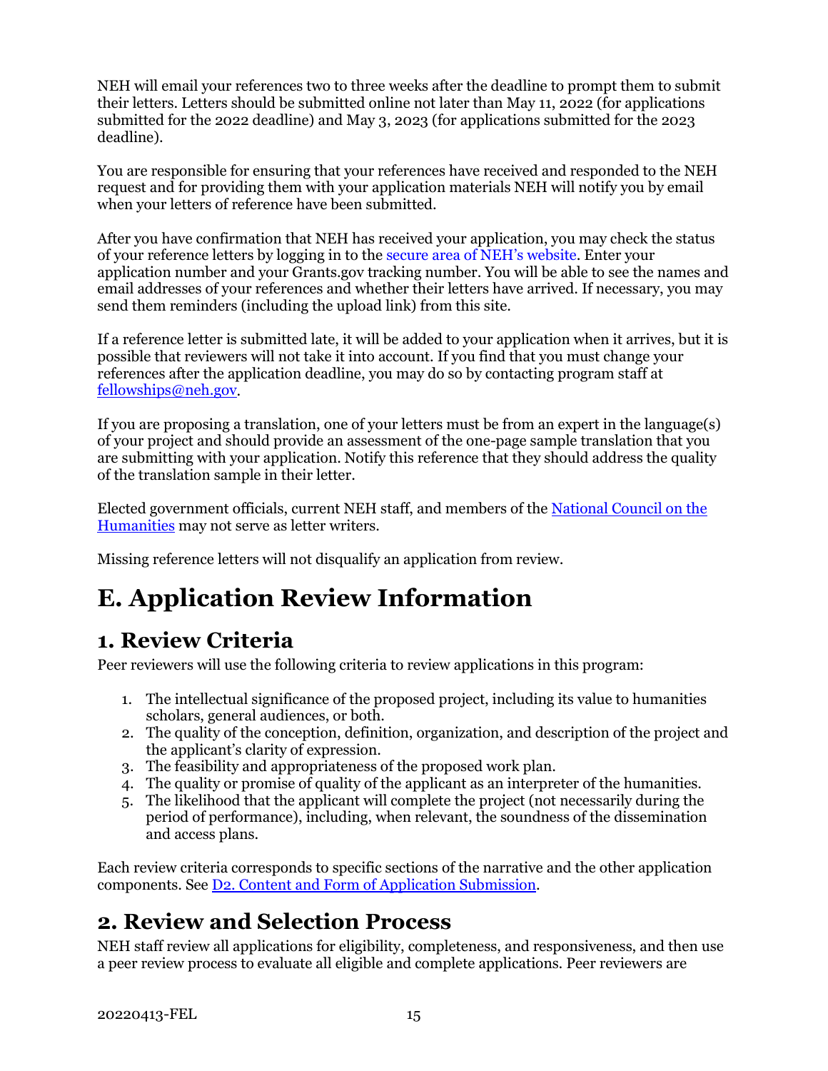NEH will email your references two to three weeks after the deadline to prompt them to submit their letters. Letters should be submitted online not later than May 11, 2022 (for applications submitted for the 2022 deadline) and May 3, 2023 (for applications submitted for the 2023 deadline).

You are responsible for ensuring that your references have received and responded to the NEH request and for providing them with your application materials NEH will notify you by email when your letters of reference have been submitted.

After you have confirmation that NEH has received your application, you may check the status of your reference letters by logging in to the secure area of NEH's website. Enter your application number and your Grants.gov tracking number. You will be able to see the names and email addresses of your references and whether their letters have arrived. If necessary, you may send them reminders (including the upload link) from this site.

If a reference letter is submitted late, it will be added to your application when it arrives, but it is possible that reviewers will not take it into account. If you find that you must change your references after the application deadline, you may do so by contacting program staff at fellowships@neh.gov.

If you are proposing a translation, one of your letters must be from an expert in the language(s) of your project and should provide an assessment of the one-page sample translation that you are submitting with your application. Notify this reference that they should address the quality of the translation sample in their letter.

Elected government officials, current NEH staff, and members of the National Council on the Humanities may not serve as letter writers.

Missing reference letters will not disqualify an application from review.

# E. Application Review Information

## 1. Review Criteria

Peer reviewers will use the following criteria to review applications in this program:

1. The intellectual significance of the proposed project, including its value to humanities scholars, general audiences, or both.
2. The quality of the conception, definition, organization, and description of the project and the applicant's clarity of expression.
3. The feasibility and appropriateness of the proposed work plan.
4. The quality or promise of quality of the applicant as an interpreter of the humanities.
5. The likelihood that the applicant will complete the project (not necessarily during the period of performance), including, when relevant, the soundness of the dissemination and access plans.

Each review criteria corresponds to specific sections of the narrative and the other application components. See D2. Content and Form of Application Submission.

## 2. Review and Selection Process

NEH staff review all applications for eligibility, completeness, and responsiveness, and then use a peer review process to evaluate all eligible and complete applications. Peer reviewers are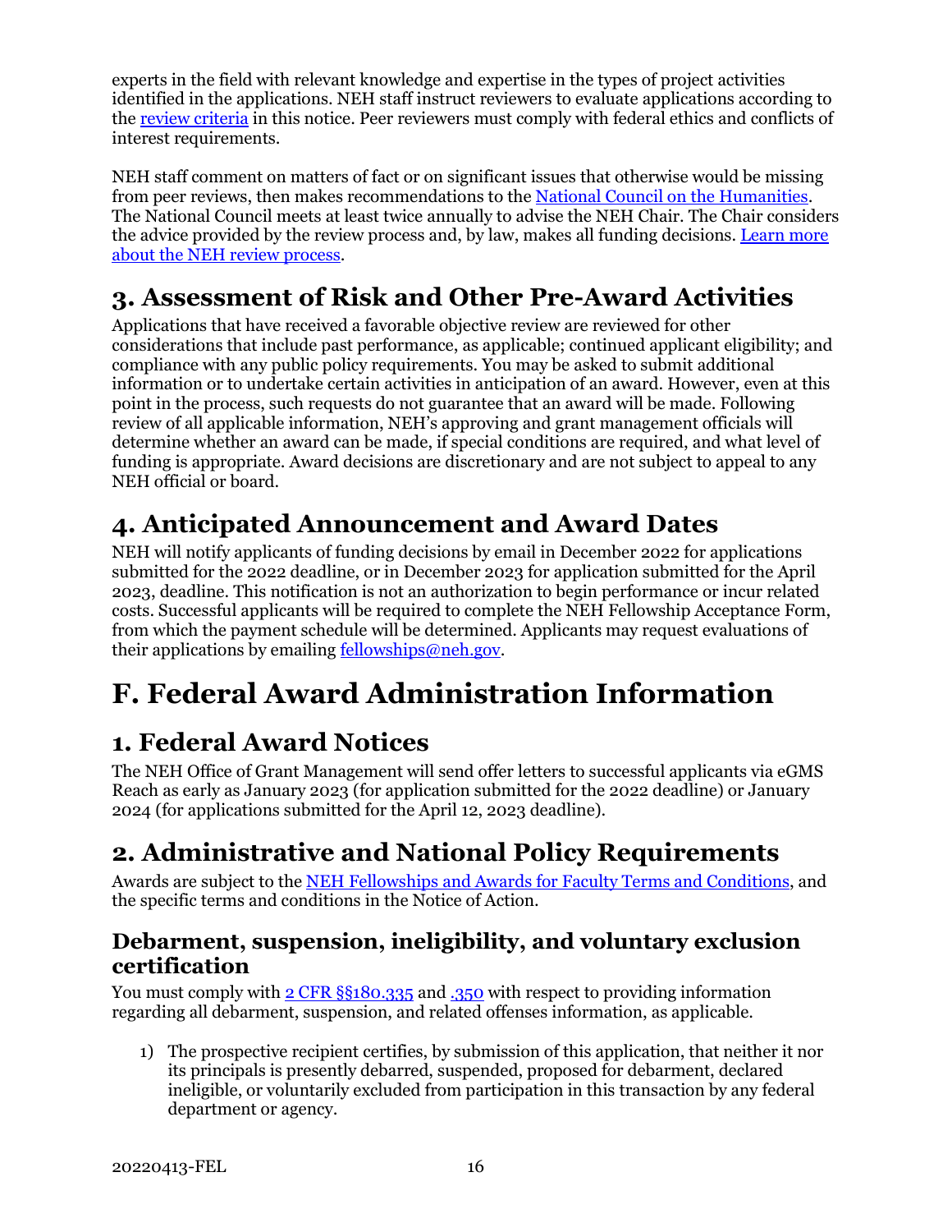experts in the field with relevant knowledge and expertise in the types of project activities identified in the applications. NEH staff instruct reviewers to evaluate applications according to the [review criteria](#) in this notice. Peer reviewers must comply with federal ethics and conflicts of interest requirements.

NEH staff comment on matters of fact or on significant issues that otherwise would be missing from peer reviews, then makes recommendations to the [National Council on the Humanities](#). The National Council meets at least twice annually to advise the NEH Chair. The Chair considers the advice provided by the review process and, by law, makes all funding decisions. [Learn more about the NEH review process](#).

## 3. Assessment of Risk and Other Pre-Award Activities

Applications that have received a favorable objective review are reviewed for other considerations that include past performance, as applicable; continued applicant eligibility; and compliance with any public policy requirements. You may be asked to submit additional information or to undertake certain activities in anticipation of an award. However, even at this point in the process, such requests do not guarantee that an award will be made. Following review of all applicable information, NEH's approving and grant management officials will determine whether an award can be made, if special conditions are required, and what level of funding is appropriate. Award decisions are discretionary and are not subject to appeal to any NEH official or board.

## 4. Anticipated Announcement and Award Dates

NEH will notify applicants of funding decisions by email in December 2022 for applications submitted for the 2022 deadline, or in December 2023 for application submitted for the April 2023, deadline. This notification is not an authorization to begin performance or incur related costs. Successful applicants will be required to complete the NEH Fellowship Acceptance Form, from which the payment schedule will be determined. Applicants may request evaluations of their applications by emailing [fellowships@neh.gov](mailto:fellowships@neh.gov).

# F. Federal Award Administration Information

## 1. Federal Award Notices

The NEH Office of Grant Management will send offer letters to successful applicants via eGMS Reach as early as January 2023 (for application submitted for the 2022 deadline) or January 2024 (for applications submitted for the April 12, 2023 deadline).

## 2. Administrative and National Policy Requirements

Awards are subject to the [NEH Fellowships and Awards for Faculty Terms and Conditions](#), and the specific terms and conditions in the Notice of Action.

### Debarment, suspension, ineligibility, and voluntary exclusion certification

You must comply with [2 CFR §§180.335](#) and [.350](#) with respect to providing information regarding all debarment, suspension, and related offenses information, as applicable.

1) The prospective recipient certifies, by submission of this application, that neither it nor its principals is presently debarred, suspended, proposed for debarment, declared ineligible, or voluntarily excluded from participation in this transaction by any federal department or agency.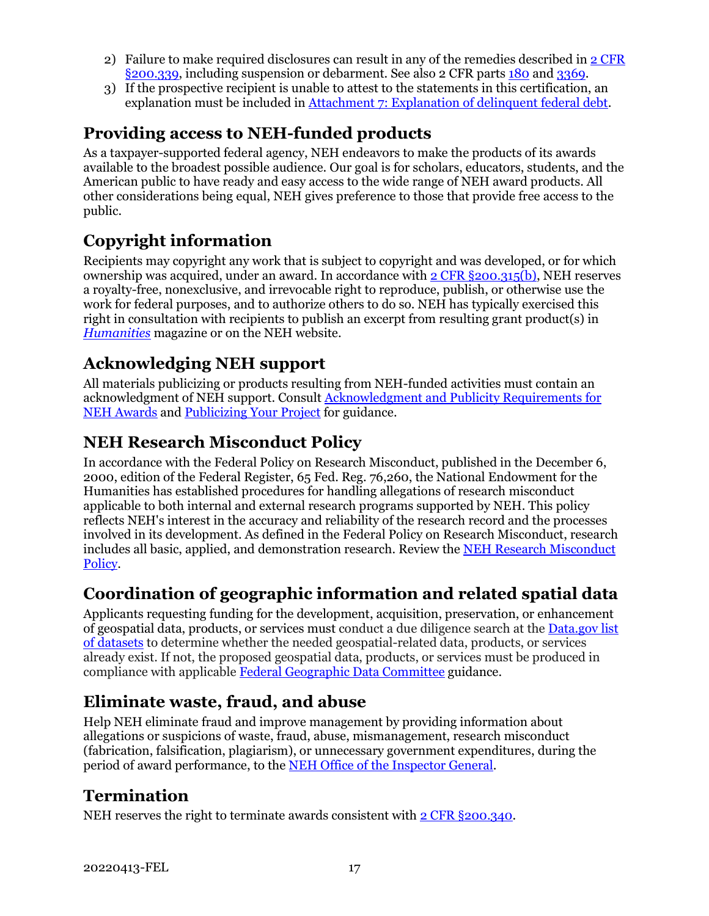2) Failure to make required disclosures can result in any of the remedies described in [2 CFR §200.339](), including suspension or debarment. See also 2 CFR parts [180]() and [3369]().
3) If the prospective recipient is unable to attest to the statements in this certification, an explanation must be included in [Attachment 7: Explanation of delinquent federal debt]().

## Providing access to NEH-funded products

As a taxpayer-supported federal agency, NEH endeavors to make the products of its awards available to the broadest possible audience. Our goal is for scholars, educators, students, and the American public to have ready and easy access to the wide range of NEH award products. All other considerations being equal, NEH gives preference to those that provide free access to the public.

## Copyright information

Recipients may copyright any work that is subject to copyright and was developed, or for which ownership was acquired, under an award. In accordance with [2 CFR §200.315(b)](), NEH reserves a royalty-free, nonexclusive, and irrevocable right to reproduce, publish, or otherwise use the work for federal purposes, and to authorize others to do so. NEH has typically exercised this right in consultation with recipients to publish an excerpt from resulting grant product(s) in [*Humanities*]() magazine or on the NEH website.

## Acknowledging NEH support

All materials publicizing or products resulting from NEH-funded activities must contain an acknowledgment of NEH support. Consult [Acknowledgment and Publicity Requirements for NEH Awards]() and [Publicizing Your Project]() for guidance.

## NEH Research Misconduct Policy

In accordance with the Federal Policy on Research Misconduct, published in the December 6, 2000, edition of the Federal Register, 65 Fed. Reg. 76,260, the National Endowment for the Humanities has established procedures for handling allegations of research misconduct applicable to both internal and external research programs supported by NEH. This policy reflects NEH's interest in the accuracy and reliability of the research record and the processes involved in its development. As defined in the Federal Policy on Research Misconduct, research includes all basic, applied, and demonstration research. Review the [NEH Research Misconduct Policy]().

## Coordination of geographic information and related spatial data

Applicants requesting funding for the development, acquisition, preservation, or enhancement of geospatial data, products, or services must conduct a due diligence search at the [Data.gov list of datasets]() to determine whether the needed geospatial-related data, products, or services already exist. If not, the proposed geospatial data, products, or services must be produced in compliance with applicable [Federal Geographic Data Committee]() guidance.

## Eliminate waste, fraud, and abuse

Help NEH eliminate fraud and improve management by providing information about allegations or suspicions of waste, fraud, abuse, mismanagement, research misconduct (fabrication, falsification, plagiarism), or unnecessary government expenditures, during the period of award performance, to the [NEH Office of the Inspector General]().

## Termination

NEH reserves the right to terminate awards consistent with [2 CFR §200.340]().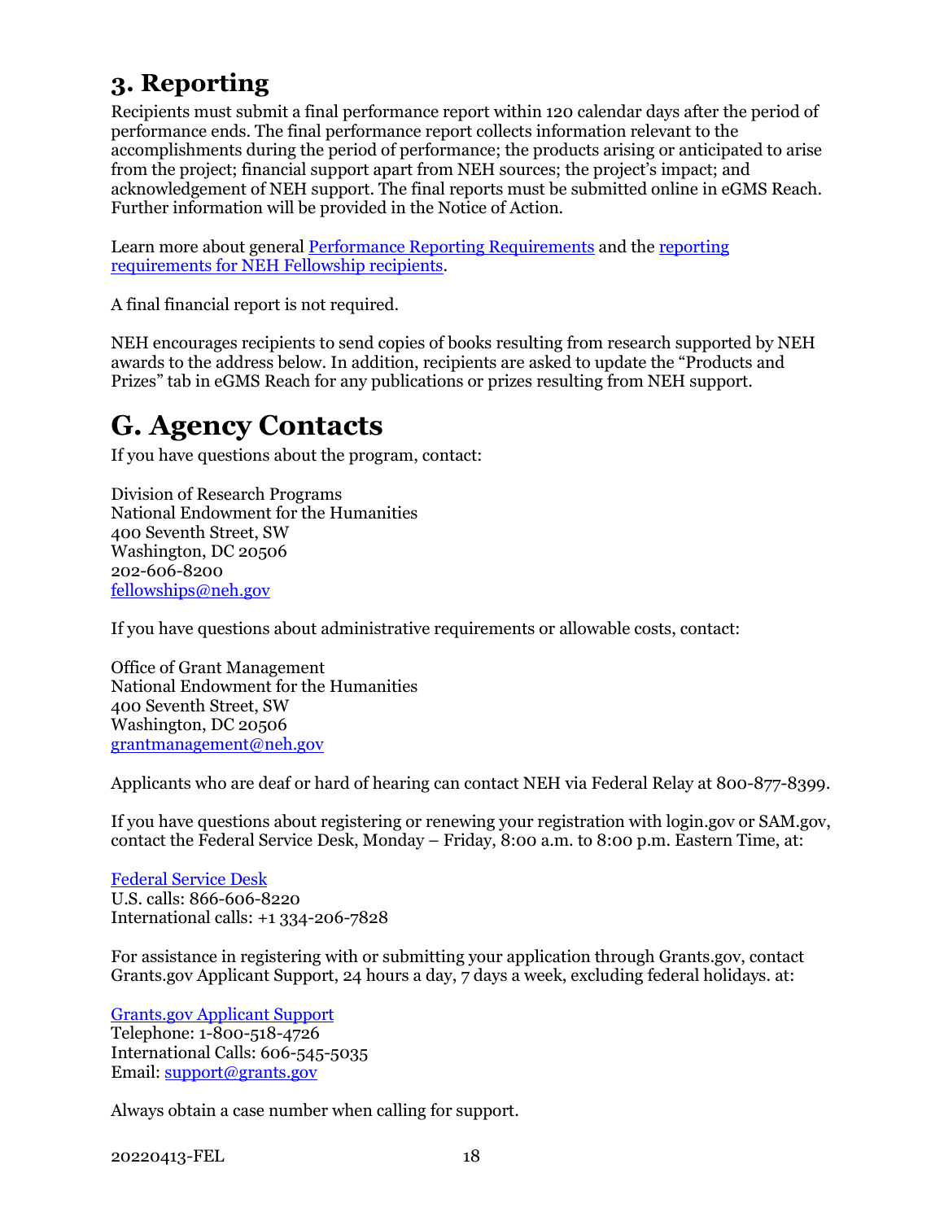## 3. Reporting

Recipients must submit a final performance report within 120 calendar days after the period of performance ends. The final performance report collects information relevant to the accomplishments during the period of performance; the products arising or anticipated to arise from the project; financial support apart from NEH sources; the project's impact; and acknowledgement of NEH support. The final reports must be submitted online in eGMS Reach. Further information will be provided in the Notice of Action.

Learn more about general Performance Reporting Requirements and the reporting requirements for NEH Fellowship recipients.

A final financial report is not required.

NEH encourages recipients to send copies of books resulting from research supported by NEH awards to the address below. In addition, recipients are asked to update the "Products and Prizes" tab in eGMS Reach for any publications or prizes resulting from NEH support.

# G. Agency Contacts

If you have questions about the program, contact:

Division of Research Programs
National Endowment for the Humanities
400 Seventh Street, SW
Washington, DC 20506
202-606-8200
fellowships@neh.gov

If you have questions about administrative requirements or allowable costs, contact:

Office of Grant Management
National Endowment for the Humanities
400 Seventh Street, SW
Washington, DC 20506
grantmanagement@neh.gov

Applicants who are deaf or hard of hearing can contact NEH via Federal Relay at 800-877-8399.

If you have questions about registering or renewing your registration with login.gov or SAM.gov, contact the Federal Service Desk, Monday – Friday, 8:00 a.m. to 8:00 p.m. Eastern Time, at:

Federal Service Desk
U.S. calls: 866-606-8220
International calls: +1 334-206-7828

For assistance in registering with or submitting your application through Grants.gov, contact Grants.gov Applicant Support, 24 hours a day, 7 days a week, excluding federal holidays. at:

Grants.gov Applicant Support
Telephone: 1-800-518-4726
International Calls: 606-545-5035
Email: support@grants.gov

Always obtain a case number when calling for support.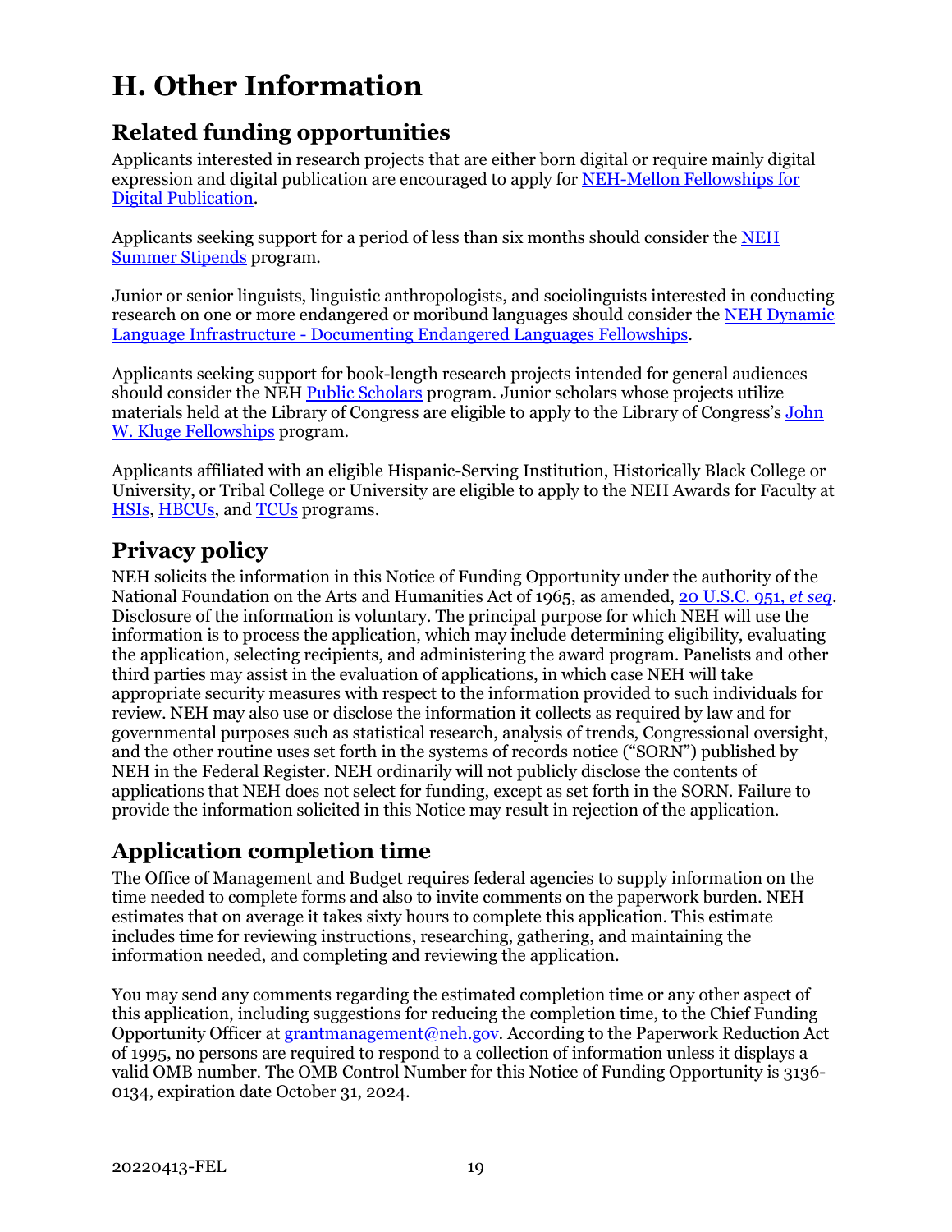# H. Other Information

## Related funding opportunities

Applicants interested in research projects that are either born digital or require mainly digital expression and digital publication are encouraged to apply for [NEH-Mellon Fellowships for Digital Publication](#).

Applicants seeking support for a period of less than six months should consider the [NEH Summer Stipends](#) program.

Junior or senior linguists, linguistic anthropologists, and sociolinguists interested in conducting research on one or more endangered or moribund languages should consider the [NEH Dynamic Language Infrastructure - Documenting Endangered Languages Fellowships](#).

Applicants seeking support for book-length research projects intended for general audiences should consider the NEH [Public Scholars](#) program. Junior scholars whose projects utilize materials held at the Library of Congress are eligible to apply to the Library of Congress's [John W. Kluge Fellowships](#) program.

Applicants affiliated with an eligible Hispanic-Serving Institution, Historically Black College or University, or Tribal College or University are eligible to apply to the NEH Awards for Faculty at [HSIs](#), [HBCUs](#), and [TCUs](#) programs.

## Privacy policy

NEH solicits the information in this Notice of Funding Opportunity under the authority of the National Foundation on the Arts and Humanities Act of 1965, as amended, [20 U.S.C. 951, *et seq*](#). Disclosure of the information is voluntary. The principal purpose for which NEH will use the information is to process the application, which may include determining eligibility, evaluating the application, selecting recipients, and administering the award program. Panelists and other third parties may assist in the evaluation of applications, in which case NEH will take appropriate security measures with respect to the information provided to such individuals for review. NEH may also use or disclose the information it collects as required by law and for governmental purposes such as statistical research, analysis of trends, Congressional oversight, and the other routine uses set forth in the systems of records notice ("SORN") published by NEH in the Federal Register. NEH ordinarily will not publicly disclose the contents of applications that NEH does not select for funding, except as set forth in the SORN. Failure to provide the information solicited in this Notice may result in rejection of the application.

## Application completion time

The Office of Management and Budget requires federal agencies to supply information on the time needed to complete forms and also to invite comments on the paperwork burden. NEH estimates that on average it takes sixty hours to complete this application. This estimate includes time for reviewing instructions, researching, gathering, and maintaining the information needed, and completing and reviewing the application.

You may send any comments regarding the estimated completion time or any other aspect of this application, including suggestions for reducing the completion time, to the Chief Funding Opportunity Officer at [grantmanagement@neh.gov](mailto:grantmanagement@neh.gov). According to the Paperwork Reduction Act of 1995, no persons are required to respond to a collection of information unless it displays a valid OMB number. The OMB Control Number for this Notice of Funding Opportunity is 3136-0134, expiration date October 31, 2024.